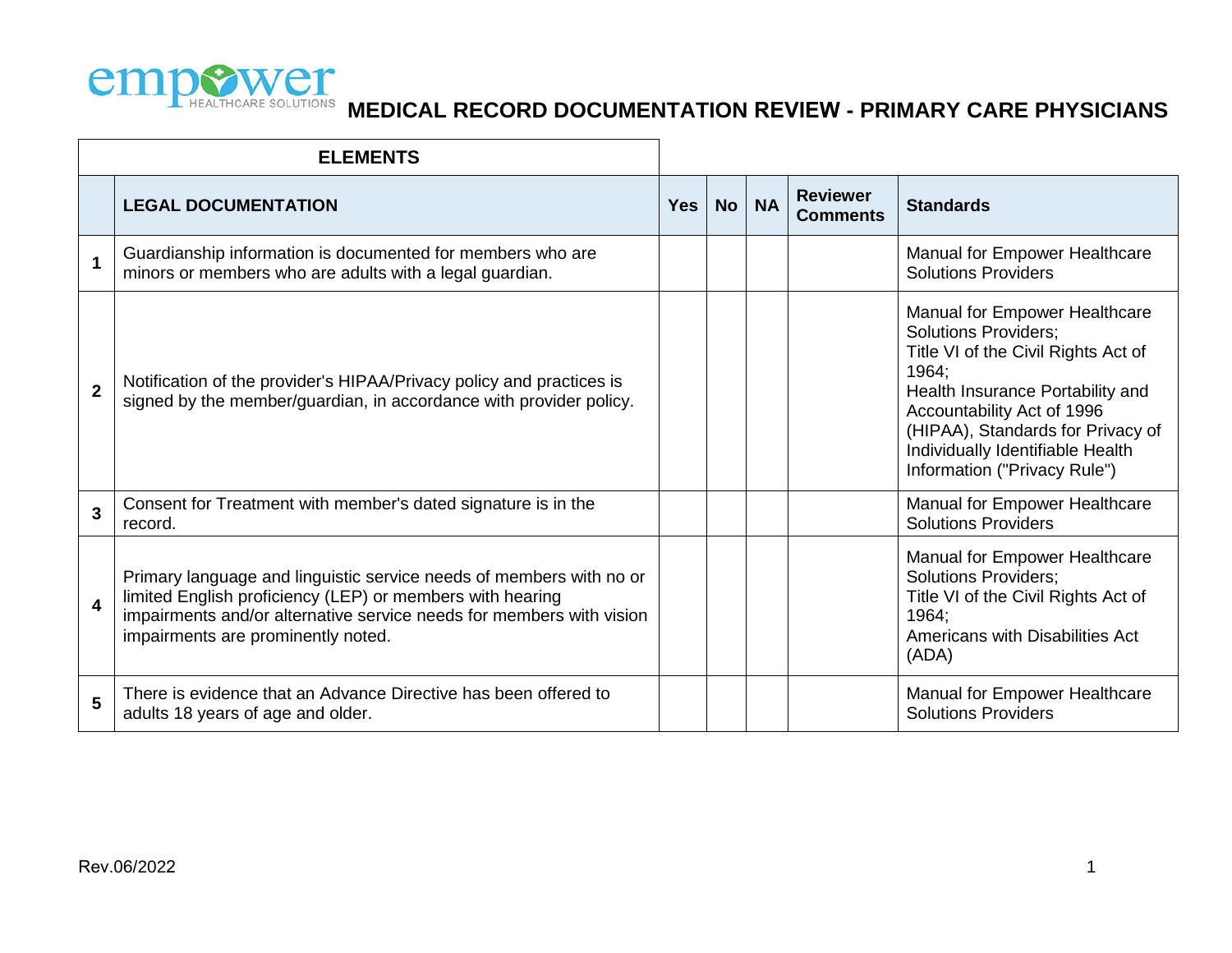# MEDICAL RECORD DOCUMENTATION REVIEW - PRIMARY CARE PHYSICIANS

| | ELEMENTS | | | | | |
|---|---|---|---|---|---|---|
| | **LEGAL DOCUMENTATION** | **Yes** | **No** | **NA** | **Reviewer Comments** | **Standards** |
| **1** | Guardianship information is documented for members who are minors or members who are adults with a legal guardian. | | | | | Manual for Empower Healthcare Solutions Providers |
| **2** | Notification of the provider's HIPAA/Privacy policy and practices is signed by the member/guardian, in accordance with provider policy. | | | | | Manual for Empower Healthcare Solutions Providers; Title VI of the Civil Rights Act of 1964; Health Insurance Portability and Accountability Act of 1996 (HIPAA), Standards for Privacy of Individually Identifiable Health Information ("Privacy Rule") |
| **3** | Consent for Treatment with member's dated signature is in the record. | | | | | Manual for Empower Healthcare Solutions Providers |
| **4** | Primary language and linguistic service needs of members with no or limited English proficiency (LEP) or members with hearing impairments and/or alternative service needs for members with vision impairments are prominently noted. | | | | | Manual for Empower Healthcare Solutions Providers; Title VI of the Civil Rights Act of 1964; Americans with Disabilities Act (ADA) |
| **5** | There is evidence that an Advance Directive has been offered to adults 18 years of age and older. | | | | | Manual for Empower Healthcare Solutions Providers |

Rev.06/2022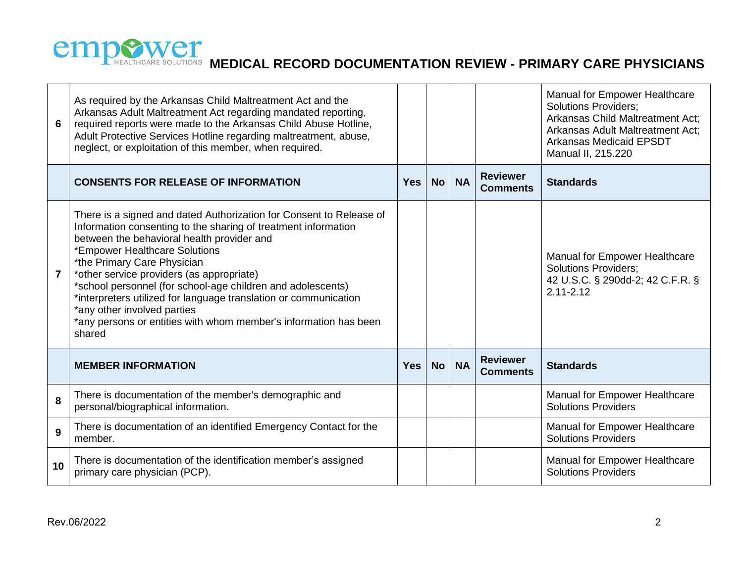| | | | | | | |
|---|---|---|---|---|---|---|
| **6** | As required by the Arkansas Child Maltreatment Act and the Arkansas Adult Maltreatment Act regarding mandated reporting, required reports were made to the Arkansas Child Abuse Hotline, Adult Protective Services Hotline regarding maltreatment, abuse, neglect, or exploitation of this member, when required. | | | | | Manual for Empower Healthcare Solutions Providers; Arkansas Child Maltreatment Act; Arkansas Adult Maltreatment Act; Arkansas Medicaid EPSDT Manual II, 215.220 |
| | **CONSENTS FOR RELEASE OF INFORMATION** | **Yes** | **No** | **NA** | **Reviewer Comments** | **Standards** |
| **7** | There is a signed and dated Authorization for Consent to Release of Information consenting to the sharing of treatment information between the behavioral health provider and<br>*Empower Healthcare Solutions<br>*the Primary Care Physician<br>*other service providers (as appropriate)<br>*school personnel (for school-age children and adolescents)<br>*interpreters utilized for language translation or communication<br>*any other involved parties<br>*any persons or entities with whom member's information has been shared | | | | | Manual for Empower Healthcare Solutions Providers; 42 U.S.C. § 290dd-2; 42 C.F.R. § 2.11-2.12 |
| | **MEMBER INFORMATION** | **Yes** | **No** | **NA** | **Reviewer Comments** | **Standards** |
| **8** | There is documentation of the member's demographic and personal/biographical information. | | | | | Manual for Empower Healthcare Solutions Providers |
| **9** | There is documentation of an identified Emergency Contact for the member. | | | | | Manual for Empower Healthcare Solutions Providers |
| **10** | There is documentation of the identification member's assigned primary care physician (PCP). | | | | | Manual for Empower Healthcare Solutions Providers |

Rev.06/2022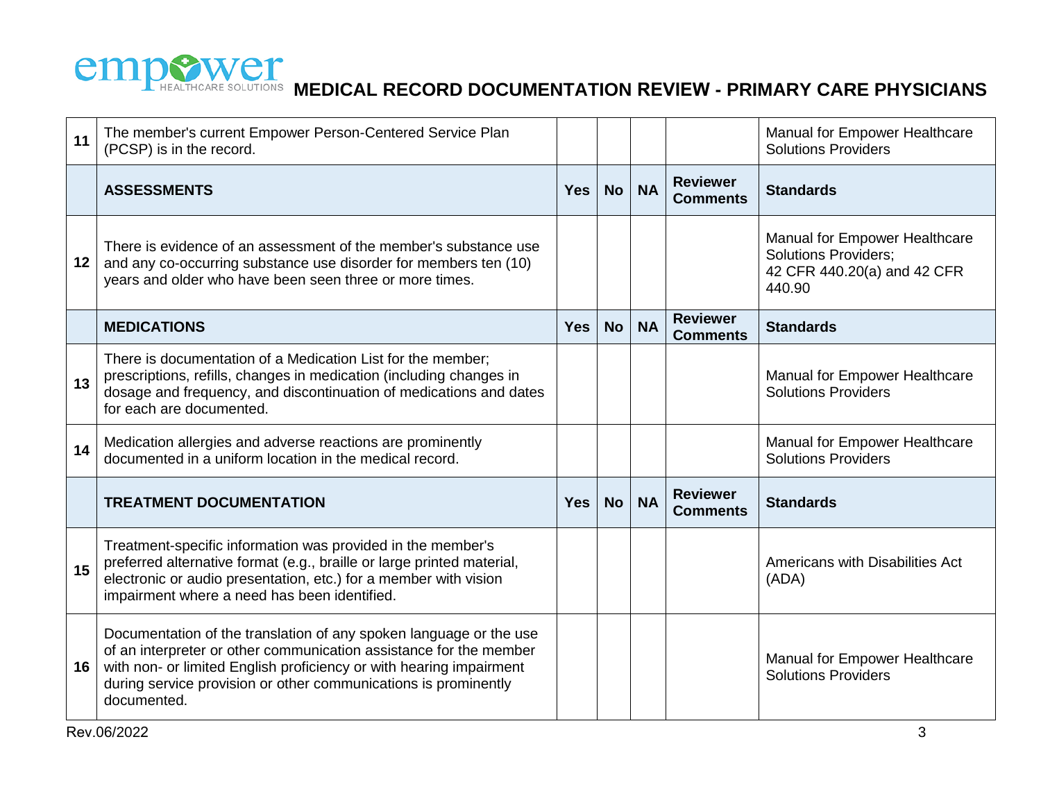# MEDICAL RECORD DOCUMENTATION REVIEW - PRIMARY CARE PHYSICIANS

| | | | | | | |
|---|---|---|---|---|---|---|
| 11 | The member's current Empower Person-Centered Service Plan (PCSP) is in the record. | | | | | Manual for Empower Healthcare Solutions Providers |
| | **ASSESSMENTS** | **Yes** | **No** | **NA** | **Reviewer Comments** | **Standards** |
| 12 | There is evidence of an assessment of the member's substance use and any co-occurring substance use disorder for members ten (10) years and older who have been seen three or more times. | | | | | Manual for Empower Healthcare Solutions Providers; 42 CFR 440.20(a) and 42 CFR 440.90 |
| | **MEDICATIONS** | **Yes** | **No** | **NA** | **Reviewer Comments** | **Standards** |
| 13 | There is documentation of a Medication List for the member; prescriptions, refills, changes in medication (including changes in dosage and frequency, and discontinuation of medications and dates for each are documented. | | | | | Manual for Empower Healthcare Solutions Providers |
| 14 | Medication allergies and adverse reactions are prominently documented in a uniform location in the medical record. | | | | | Manual for Empower Healthcare Solutions Providers |
| | **TREATMENT DOCUMENTATION** | **Yes** | **No** | **NA** | **Reviewer Comments** | **Standards** |
| 15 | Treatment-specific information was provided in the member's preferred alternative format (e.g., braille or large printed material, electronic or audio presentation, etc.) for a member with vision impairment where a need has been identified. | | | | | Americans with Disabilities Act (ADA) |
| 16 | Documentation of the translation of any spoken language or the use of an interpreter or other communication assistance for the member with non- or limited English proficiency or with hearing impairment during service provision or other communications is prominently documented. | | | | | Manual for Empower Healthcare Solutions Providers |

Rev.06/2022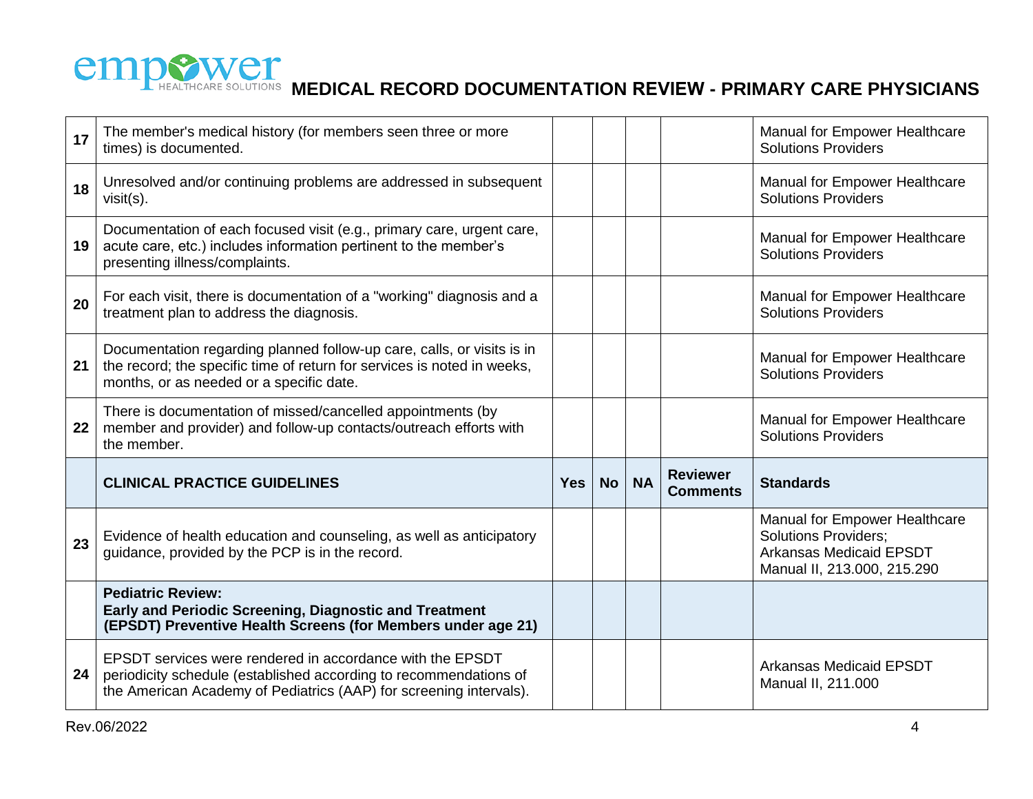| | | Yes | No | NA | Reviewer Comments | Standards |
|---|---|---|---|---|---|---|
| 17 | The member's medical history (for members seen three or more times) is documented. | | | | | Manual for Empower Healthcare Solutions Providers |
| 18 | Unresolved and/or continuing problems are addressed in subsequent visit(s). | | | | | Manual for Empower Healthcare Solutions Providers |
| 19 | Documentation of each focused visit (e.g., primary care, urgent care, acute care, etc.) includes information pertinent to the member's presenting illness/complaints. | | | | | Manual for Empower Healthcare Solutions Providers |
| 20 | For each visit, there is documentation of a "working" diagnosis and a treatment plan to address the diagnosis. | | | | | Manual for Empower Healthcare Solutions Providers |
| 21 | Documentation regarding planned follow-up care, calls, or visits is in the record; the specific time of return for services is noted in weeks, months, or as needed or a specific date. | | | | | Manual for Empower Healthcare Solutions Providers |
| 22 | There is documentation of missed/cancelled appointments (by member and provider) and follow-up contacts/outreach efforts with the member. | | | | | Manual for Empower Healthcare Solutions Providers |
| | **CLINICAL PRACTICE GUIDELINES** | **Yes** | **No** | **NA** | **Reviewer Comments** | **Standards** |
| 23 | Evidence of health education and counseling, as well as anticipatory guidance, provided by the PCP is in the record. | | | | | Manual for Empower Healthcare Solutions Providers; Arkansas Medicaid EPSDT Manual II, 213.000, 215.290 |
| | **Pediatric Review: Early and Periodic Screening, Diagnostic and Treatment (EPSDT) Preventive Health Screens (for Members under age 21)** | | | | | |
| 24 | EPSDT services were rendered in accordance with the EPSDT periodicity schedule (established according to recommendations of the American Academy of Pediatrics (AAP) for screening intervals). | | | | | Arkansas Medicaid EPSDT Manual II, 211.000 |

Rev.06/2022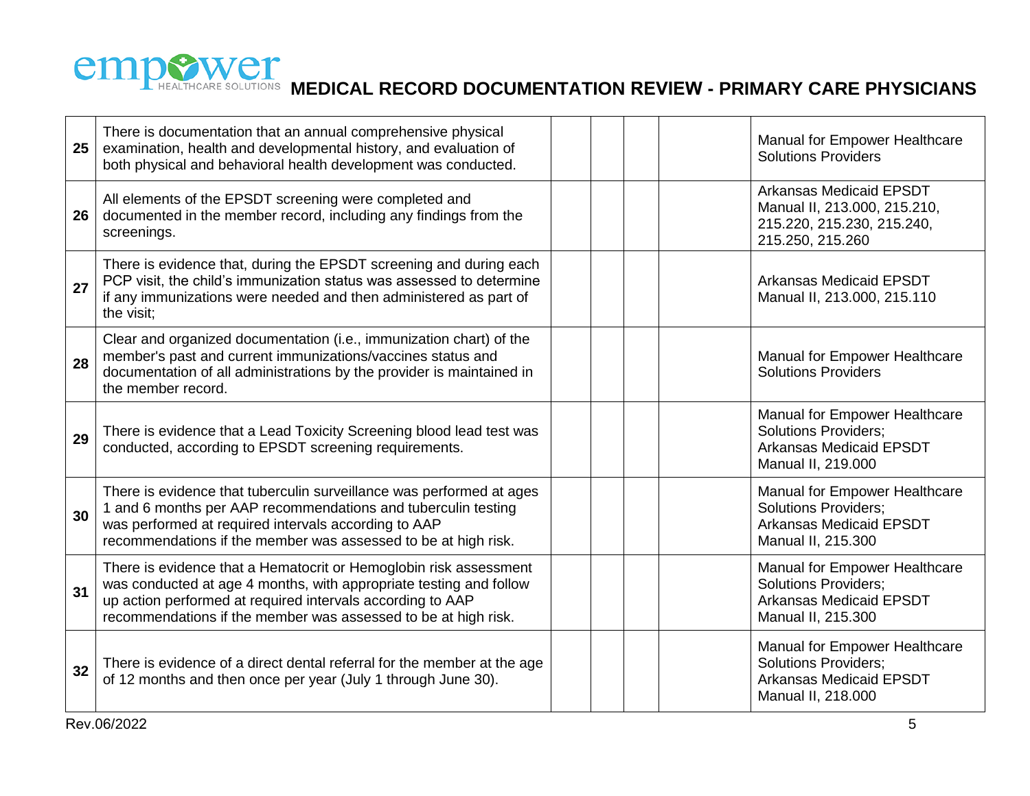# MEDICAL RECORD DOCUMENTATION REVIEW - PRIMARY CARE PHYSICIANS

| | | | | | | |
|---|---|---|---|---|---|---|
| **25** | There is documentation that an annual comprehensive physical examination, health and developmental history, and evaluation of both physical and behavioral health development was conducted. | | | | | Manual for Empower Healthcare Solutions Providers |
| **26** | All elements of the EPSDT screening were completed and documented in the member record, including any findings from the screenings. | | | | | Arkansas Medicaid EPSDT Manual II, 213.000, 215.210, 215.220, 215.230, 215.240, 215.250, 215.260 |
| **27** | There is evidence that, during the EPSDT screening and during each PCP visit, the child's immunization status was assessed to determine if any immunizations were needed and then administered as part of the visit; | | | | | Arkansas Medicaid EPSDT Manual II, 213.000, 215.110 |
| **28** | Clear and organized documentation (i.e., immunization chart) of the member's past and current immunizations/vaccines status and documentation of all administrations by the provider is maintained in the member record. | | | | | Manual for Empower Healthcare Solutions Providers |
| **29** | There is evidence that a Lead Toxicity Screening blood lead test was conducted, according to EPSDT screening requirements. | | | | | Manual for Empower Healthcare Solutions Providers; Arkansas Medicaid EPSDT Manual II, 219.000 |
| **30** | There is evidence that tuberculin surveillance was performed at ages 1 and 6 months per AAP recommendations and tuberculin testing was performed at required intervals according to AAP recommendations if the member was assessed to be at high risk. | | | | | Manual for Empower Healthcare Solutions Providers; Arkansas Medicaid EPSDT Manual II, 215.300 |
| **31** | There is evidence that a Hematocrit or Hemoglobin risk assessment was conducted at age 4 months, with appropriate testing and follow up action performed at required intervals according to AAP recommendations if the member was assessed to be at high risk. | | | | | Manual for Empower Healthcare Solutions Providers; Arkansas Medicaid EPSDT Manual II, 215.300 |
| **32** | There is evidence of a direct dental referral for the member at the age of 12 months and then once per year (July 1 through June 30). | | | | | Manual for Empower Healthcare Solutions Providers; Arkansas Medicaid EPSDT Manual II, 218.000 |

Rev.06/2022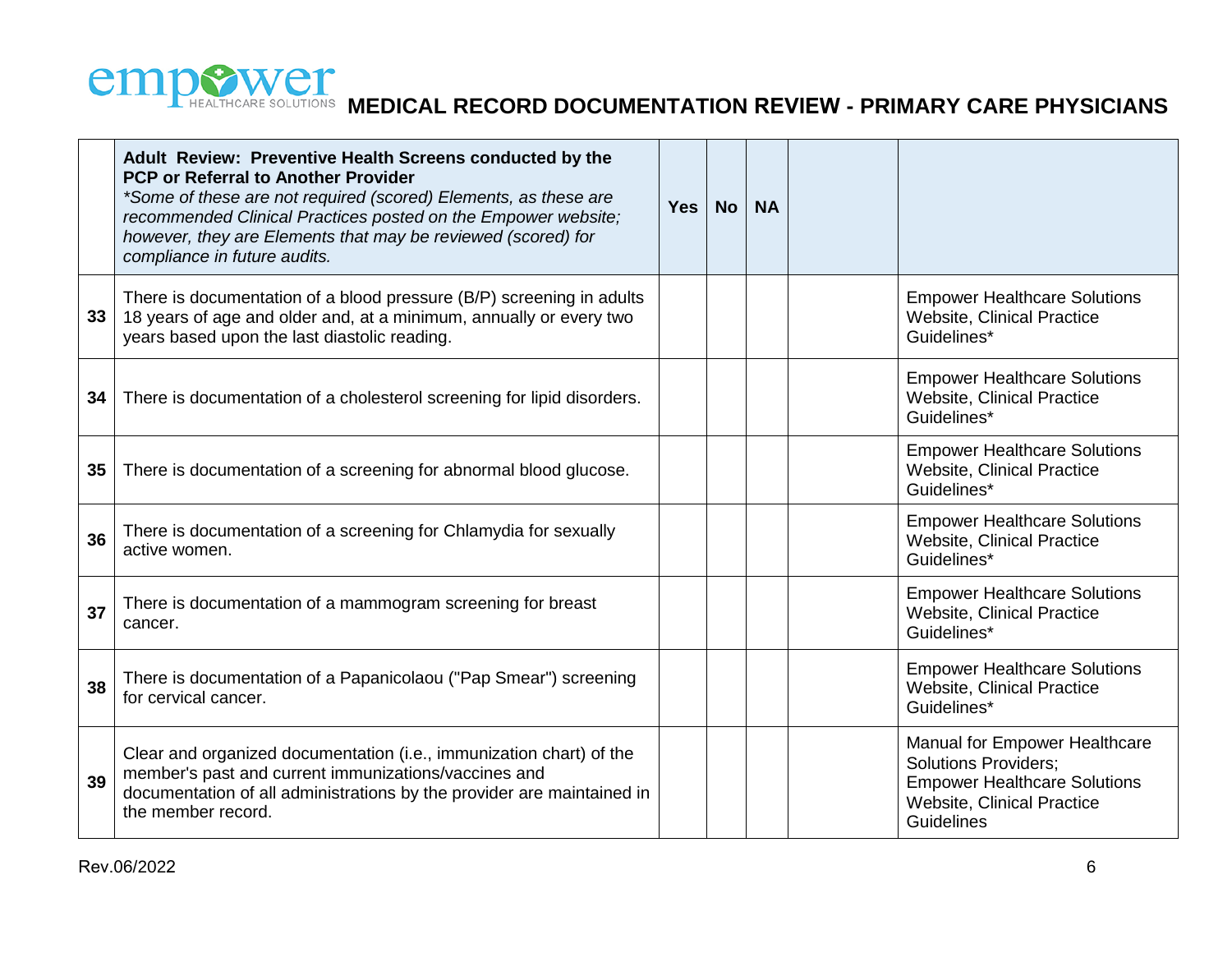| | **Adult Review: Preventive Health Screens conducted by the PCP or Referral to Another Provider** *\*Some of these are not required (scored) Elements, as these are recommended Clinical Practices posted on the Empower website; however, they are Elements that may be reviewed (scored) for compliance in future audits.* | **Yes** | **No** | **NA** | | |
|---|---|---|---|---|---|---|
| **33** | There is documentation of a blood pressure (B/P) screening in adults 18 years of age and older and, at a minimum, annually or every two years based upon the last diastolic reading. | | | | | Empower Healthcare Solutions Website, Clinical Practice Guidelines* |
| **34** | There is documentation of a cholesterol screening for lipid disorders. | | | | | Empower Healthcare Solutions Website, Clinical Practice Guidelines* |
| **35** | There is documentation of a screening for abnormal blood glucose. | | | | | Empower Healthcare Solutions Website, Clinical Practice Guidelines* |
| **36** | There is documentation of a screening for Chlamydia for sexually active women. | | | | | Empower Healthcare Solutions Website, Clinical Practice Guidelines* |
| **37** | There is documentation of a mammogram screening for breast cancer. | | | | | Empower Healthcare Solutions Website, Clinical Practice Guidelines* |
| **38** | There is documentation of a Papanicolaou ("Pap Smear") screening for cervical cancer. | | | | | Empower Healthcare Solutions Website, Clinical Practice Guidelines* |
| **39** | Clear and organized documentation (i.e., immunization chart) of the member's past and current immunizations/vaccines and documentation of all administrations by the provider are maintained in the member record. | | | | | Manual for Empower Healthcare Solutions Providers; Empower Healthcare Solutions Website, Clinical Practice Guidelines |

Rev.06/2022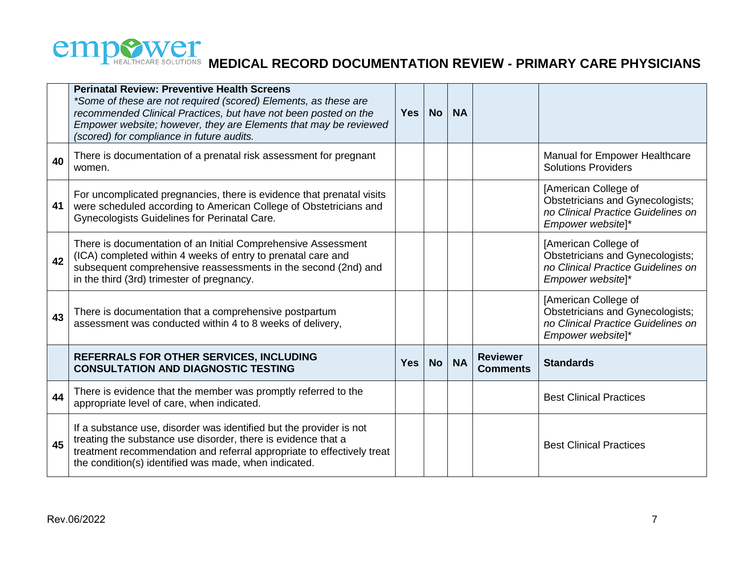| | **Perinatal Review: Preventive Health Screens** *\*Some of these are not required (scored) Elements, as these are recommended Clinical Practices, but have not been posted on the Empower website; however, they are Elements that may be reviewed (scored) for compliance in future audits.* | **Yes** | **No** | **NA** | | |
|---|---|---|---|---|---|---|
| **40** | There is documentation of a prenatal risk assessment for pregnant women. | | | | | Manual for Empower Healthcare Solutions Providers |
| **41** | For uncomplicated pregnancies, there is evidence that prenatal visits were scheduled according to American College of Obstetricians and Gynecologists Guidelines for Perinatal Care. | | | | | [American College of Obstetricians and Gynecologists; *no Clinical Practice Guidelines on Empower website*]* |
| **42** | There is documentation of an Initial Comprehensive Assessment (ICA) completed within 4 weeks of entry to prenatal care and subsequent comprehensive reassessments in the second (2nd) and in the third (3rd) trimester of pregnancy. | | | | | [American College of Obstetricians and Gynecologists; *no Clinical Practice Guidelines on Empower website*]* |
| **43** | There is documentation that a comprehensive postpartum assessment was conducted within 4 to 8 weeks of delivery, | | | | | [American College of Obstetricians and Gynecologists; *no Clinical Practice Guidelines on Empower website*]* |
| | **REFERRALS FOR OTHER SERVICES, INCLUDING CONSULTATION AND DIAGNOSTIC TESTING** | **Yes** | **No** | **NA** | **Reviewer Comments** | **Standards** |
| **44** | There is evidence that the member was promptly referred to the appropriate level of care, when indicated. | | | | | Best Clinical Practices |
| **45** | If a substance use, disorder was identified but the provider is not treating the substance use disorder, there is evidence that a treatment recommendation and referral appropriate to effectively treat the condition(s) identified was made, when indicated. | | | | | Best Clinical Practices |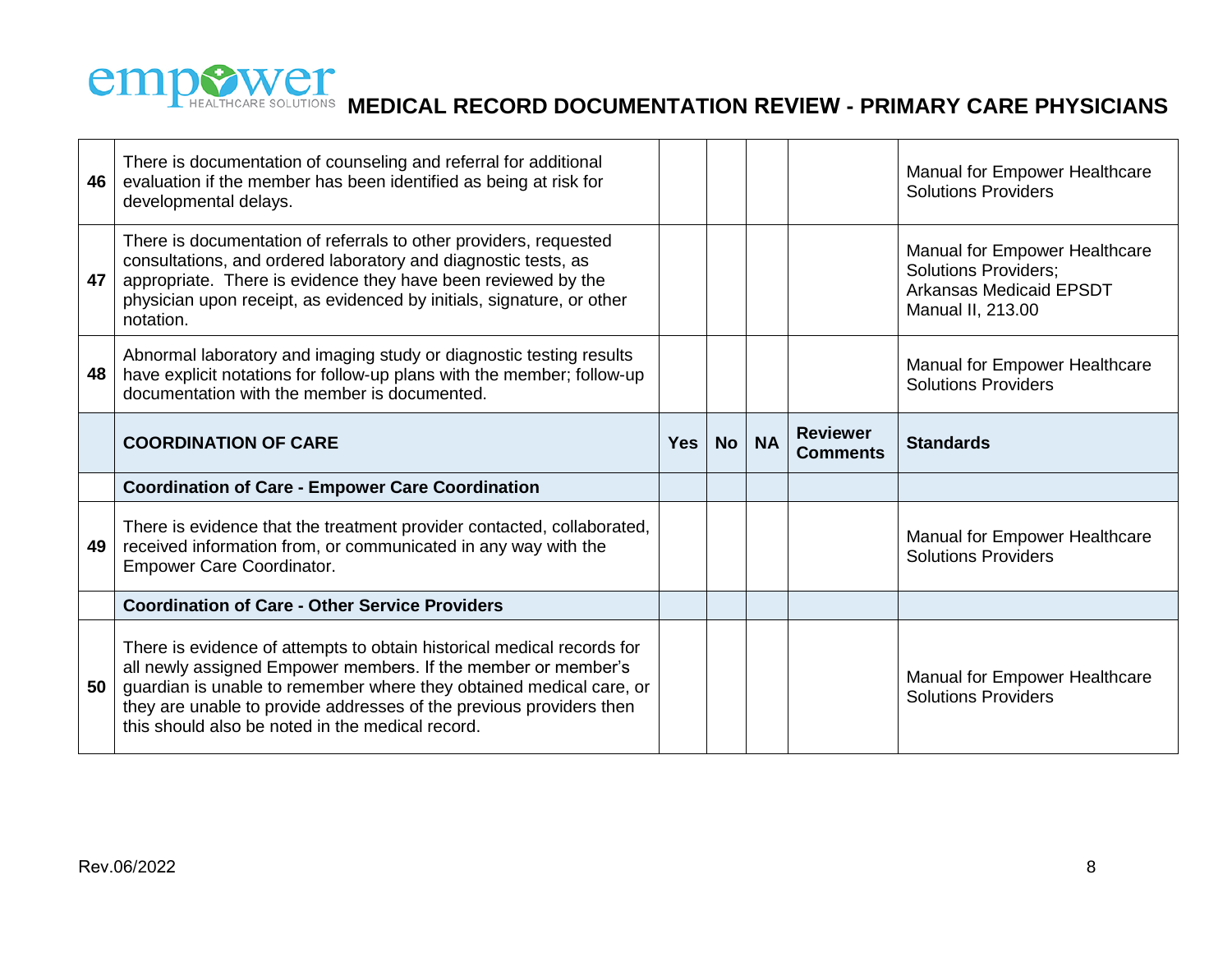# MEDICAL RECORD DOCUMENTATION REVIEW - PRIMARY CARE PHYSICIANS

| | | | | | | |
|---|---|---|---|---|---|---|
| 46 | There is documentation of counseling and referral for additional evaluation if the member has been identified as being at risk for developmental delays. | | | | | Manual for Empower Healthcare Solutions Providers |
| 47 | There is documentation of referrals to other providers, requested consultations, and ordered laboratory and diagnostic tests, as appropriate. There is evidence they have been reviewed by the physician upon receipt, as evidenced by initials, signature, or other notation. | | | | | Manual for Empower Healthcare Solutions Providers; Arkansas Medicaid EPSDT Manual II, 213.00 |
| 48 | Abnormal laboratory and imaging study or diagnostic testing results have explicit notations for follow-up plans with the member; follow-up documentation with the member is documented. | | | | | Manual for Empower Healthcare Solutions Providers |
| | **COORDINATION OF CARE** | **Yes** | **No** | **NA** | **Reviewer Comments** | **Standards** |
| | **Coordination of Care - Empower Care Coordination** | | | | | |
| 49 | There is evidence that the treatment provider contacted, collaborated, received information from, or communicated in any way with the Empower Care Coordinator. | | | | | Manual for Empower Healthcare Solutions Providers |
| | **Coordination of Care - Other Service Providers** | | | | | |
| 50 | There is evidence of attempts to obtain historical medical records for all newly assigned Empower members. If the member or member's guardian is unable to remember where they obtained medical care, or they are unable to provide addresses of the previous providers then this should also be noted in the medical record. | | | | | Manual for Empower Healthcare Solutions Providers |

Rev.06/2022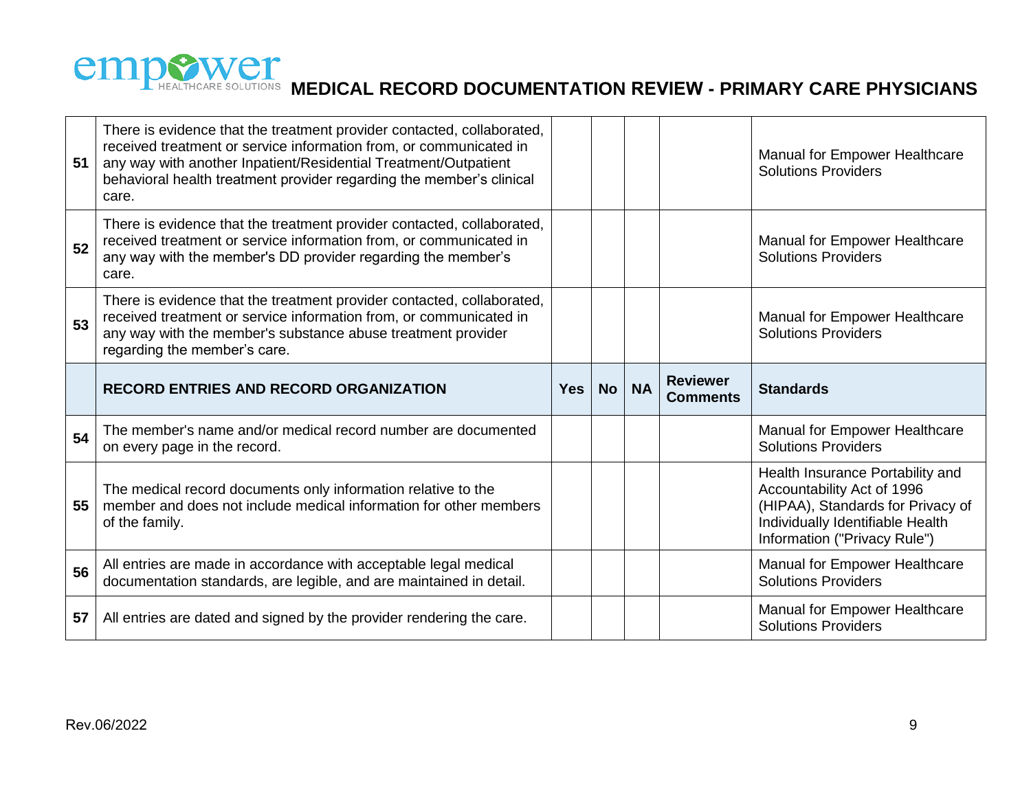| | | | | | | |
|---|---|---|---|---|---|---|
| 51 | There is evidence that the treatment provider contacted, collaborated, received treatment or service information from, or communicated in any way with another Inpatient/Residential Treatment/Outpatient behavioral health treatment provider regarding the member's clinical care. | | | | | Manual for Empower Healthcare Solutions Providers |
| 52 | There is evidence that the treatment provider contacted, collaborated, received treatment or service information from, or communicated in any way with the member's DD provider regarding the member's care. | | | | | Manual for Empower Healthcare Solutions Providers |
| 53 | There is evidence that the treatment provider contacted, collaborated, received treatment or service information from, or communicated in any way with the member's substance abuse treatment provider regarding the member's care. | | | | | Manual for Empower Healthcare Solutions Providers |
| | **RECORD ENTRIES AND RECORD ORGANIZATION** | **Yes** | **No** | **NA** | **Reviewer Comments** | **Standards** |
| 54 | The member's name and/or medical record number are documented on every page in the record. | | | | | Manual for Empower Healthcare Solutions Providers |
| 55 | The medical record documents only information relative to the member and does not include medical information for other members of the family. | | | | | Health Insurance Portability and Accountability Act of 1996 (HIPAA), Standards for Privacy of Individually Identifiable Health Information ("Privacy Rule") |
| 56 | All entries are made in accordance with acceptable legal medical documentation standards, are legible, and are maintained in detail. | | | | | Manual for Empower Healthcare Solutions Providers |
| 57 | All entries are dated and signed by the provider rendering the care. | | | | | Manual for Empower Healthcare Solutions Providers |

Rev.06/2022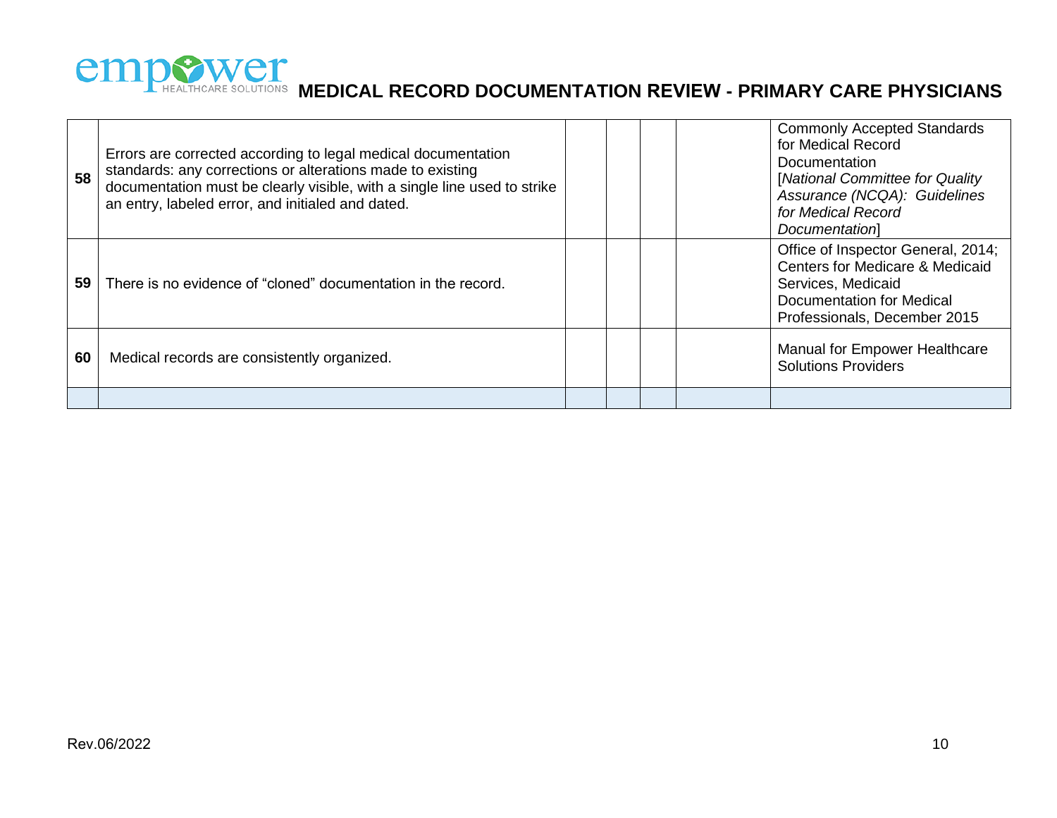# MEDICAL RECORD DOCUMENTATION REVIEW - PRIMARY CARE PHYSICIANS

| | | | | | | |
|---|---|---|---|---|---|---|
| **58** | Errors are corrected according to legal medical documentation standards: any corrections or alterations made to existing documentation must be clearly visible, with a single line used to strike an entry, labeled error, and initialed and dated. | | | | | Commonly Accepted Standards for Medical Record Documentation [*National Committee for Quality Assurance (NCQA): Guidelines for Medical Record Documentation*] |
| **59** | There is no evidence of "cloned" documentation in the record. | | | | | Office of Inspector General, 2014; Centers for Medicare & Medicaid Services, Medicaid Documentation for Medical Professionals, December 2015 |
| **60** | Medical records are consistently organized. | | | | | Manual for Empower Healthcare Solutions Providers |
| | | | | | | |

Rev.06/2022